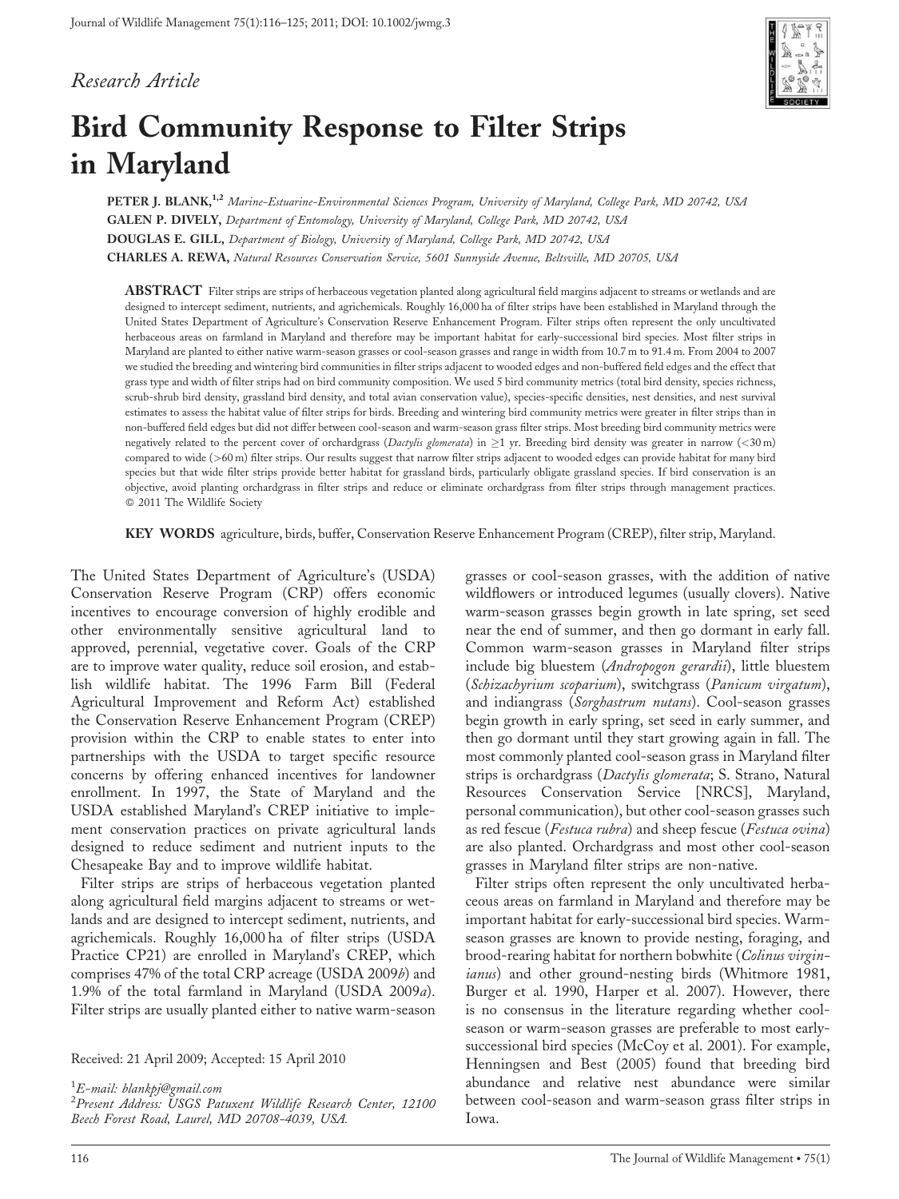*Research Article*

# Bird Community Response to Filter Strips in Maryland

**PETER J. BLANK,**[1,2] *Marine-Estuarine-Environmental Sciences Program, University of Maryland, College Park, MD 20742, USA*

**GALEN P. DIVELY,** *Department of Entomology, University of Maryland, College Park, MD 20742, USA*

**DOUGLAS E. GILL,** *Department of Biology, University of Maryland, College Park, MD 20742, USA*

**CHARLES A. REWA,** *Natural Resources Conservation Service, 5601 Sunnyside Avenue, Beltsville, MD 20705, USA*

**ABSTRACT** Filter strips are strips of herbaceous vegetation planted along agricultural field margins adjacent to streams or wetlands and are designed to intercept sediment, nutrients, and agrichemicals. Roughly 16,000 ha of filter strips have been established in Maryland through the United States Department of Agriculture's Conservation Reserve Enhancement Program. Filter strips often represent the only uncultivated herbaceous areas on farmland in Maryland and therefore may be important habitat for early-successional bird species. Most filter strips in Maryland are planted to either native warm-season grasses or cool-season grasses and range in width from 10.7 m to 91.4 m. From 2004 to 2007 we studied the breeding and wintering bird communities in filter strips adjacent to wooded edges and non-buffered field edges and the effect that grass type and width of filter strips had on bird community composition. We used 5 bird community metrics (total bird density, species richness, scrub-shrub bird density, grassland bird density, and total avian conservation value), species-specific densities, nest densities, and nest survival estimates to assess the habitat value of filter strips for birds. Breeding and wintering bird community metrics were greater in filter strips than in non-buffered field edges but did not differ between cool-season and warm-season grass filter strips. Most breeding bird community metrics were negatively related to the percent cover of orchardgrass (*Dactylis glomerata*) in $\geq$1 yr. Breeding bird density was greater in narrow ($<$30 m) compared to wide ($>$60 m) filter strips. Our results suggest that narrow filter strips adjacent to wooded edges can provide habitat for many bird species but that wide filter strips provide better habitat for grassland birds, particularly obligate grassland species. If bird conservation is an objective, avoid planting orchardgrass in filter strips and reduce or eliminate orchardgrass from filter strips through management practices. © 2011 The Wildlife Society

**KEY WORDS** agriculture, birds, buffer, Conservation Reserve Enhancement Program (CREP), filter strip, Maryland.

The United States Department of Agriculture's (USDA) Conservation Reserve Program (CRP) offers economic incentives to encourage conversion of highly erodible and other environmentally sensitive agricultural land to approved, perennial, vegetative cover. Goals of the CRP are to improve water quality, reduce soil erosion, and establish wildlife habitat. The 1996 Farm Bill (Federal Agricultural Improvement and Reform Act) established the Conservation Reserve Enhancement Program (CREP) provision within the CRP to enable states to enter into partnerships with the USDA to target specific resource concerns by offering enhanced incentives for landowner enrollment. In 1997, the State of Maryland and the USDA established Maryland's CREP initiative to implement conservation practices on private agricultural lands designed to reduce sediment and nutrient inputs to the Chesapeake Bay and to improve wildlife habitat.

Filter strips are strips of herbaceous vegetation planted along agricultural field margins adjacent to streams or wetlands and are designed to intercept sediment, nutrients, and agrichemicals. Roughly 16,000 ha of filter strips (USDA Practice CP21) are enrolled in Maryland's CREP, which comprises 47% of the total CRP acreage (USDA 2009*b*) and 1.9% of the total farmland in Maryland (USDA 2009*a*). Filter strips are usually planted either to native warm-season grasses or cool-season grasses, with the addition of native wildflowers or introduced legumes (usually clovers). Native warm-season grasses begin growth in late spring, set seed near the end of summer, and then go dormant in early fall. Common warm-season grasses in Maryland filter strips include big bluestem (*Andropogon gerardii*), little bluestem (*Schizachyrium scoparium*), switchgrass (*Panicum virgatum*), and indiangrass (*Sorghastrum nutans*). Cool-season grasses begin growth in early spring, set seed in early summer, and then go dormant until they start growing again in fall. The most commonly planted cool-season grass in Maryland filter strips is orchardgrass (*Dactylis glomerata*; S. Strano, Natural Resources Conservation Service [NRCS], Maryland, personal communication), but other cool-season grasses such as red fescue (*Festuca rubra*) and sheep fescue (*Festuca ovina*) are also planted. Orchardgrass and most other cool-season grasses in Maryland filter strips are non-native.

Filter strips often represent the only uncultivated herbaceous areas on farmland in Maryland and therefore may be important habitat for early-successional bird species. Warm-season grasses are known to provide nesting, foraging, and brood-rearing habitat for northern bobwhite (*Colinus virginianus*) and other ground-nesting birds (Whitmore 1981, Burger et al. 1990, Harper et al. 2007). However, there is no consensus in the literature regarding whether cool-season or warm-season grasses are preferable to most early-successional bird species (McCoy et al. 2001). For example, Henningsen and Best (2005) found that breeding bird abundance and relative nest abundance were similar between cool-season and warm-season grass filter strips in Iowa.

Received: 21 April 2009; Accepted: 15 April 2010

[1]*E-mail: blankpj@gmail.com*

[2]*Present Address: USGS Patuxent Wildlife Research Center, 12100 Beech Forest Road, Laurel, MD 20708-4039, USA.*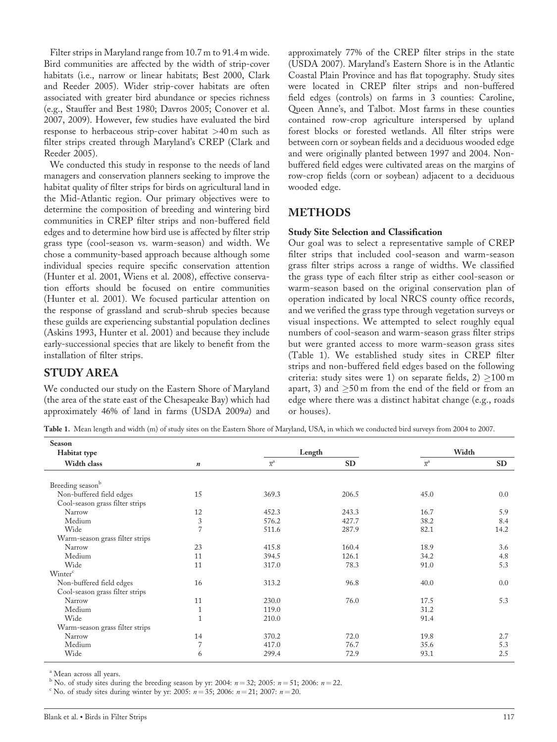Filter strips in Maryland range from 10.7 m to 91.4 m wide. Bird communities are affected by the width of strip-cover habitats (i.e., narrow or linear habitats; Best 2000, Clark and Reeder 2005). Wider strip-cover habitats are often associated with greater bird abundance or species richness (e.g., Stauffer and Best 1980; Davros 2005; Conover et al. 2007, 2009). However, few studies have evaluated the bird response to herbaceous strip-cover habitat >40 m such as filter strips created through Maryland's CREP (Clark and Reeder 2005).

We conducted this study in response to the needs of land managers and conservation planners seeking to improve the habitat quality of filter strips for birds on agricultural land in the Mid-Atlantic region. Our primary objectives were to determine the composition of breeding and wintering bird communities in CREP filter strips and non-buffered field edges and to determine how bird use is affected by filter strip grass type (cool-season vs. warm-season) and width. We chose a community-based approach because although some individual species require specific conservation attention (Hunter et al. 2001, Wiens et al. 2008), effective conservation efforts should be focused on entire communities (Hunter et al. 2001). We focused particular attention on the response of grassland and scrub-shrub species because these guilds are experiencing substantial population declines (Askins 1993, Hunter et al. 2001) and because they include early-successional species that are likely to benefit from the installation of filter strips.

## STUDY AREA

We conducted our study on the Eastern Shore of Maryland (the area of the state east of the Chesapeake Bay) which had approximately 46% of land in farms (USDA 2009*a*) and approximately 77% of the CREP filter strips in the state (USDA 2007). Maryland's Eastern Shore is in the Atlantic Coastal Plain Province and has flat topography. Study sites were located in CREP filter strips and non-buffered field edges (controls) on farms in 3 counties: Caroline, Queen Anne's, and Talbot. Most farms in these counties contained row-crop agriculture interspersed by upland forest blocks or forested wetlands. All filter strips were between corn or soybean fields and a deciduous wooded edge and were originally planted between 1997 and 2004. Non-buffered field edges were cultivated areas on the margins of row-crop fields (corn or soybean) adjacent to a deciduous wooded edge.

## METHODS

### Study Site Selection and Classification

Our goal was to select a representative sample of CREP filter strips that included cool-season and warm-season grass filter strips across a range of widths. We classified the grass type of each filter strip as either cool-season or warm-season based on the original conservation plan of operation indicated by local NRCS county office records, and we verified the grass type through vegetation surveys or visual inspections. We attempted to select roughly equal numbers of cool-season and warm-season grass filter strips but were granted access to more warm-season grass sites (Table 1). We established study sites in CREP filter strips and non-buffered field edges based on the following criteria: study sites were 1) on separate fields, 2) $\geq$100 m apart, 3) and $\geq$50 m from the end of the field or from an edge where there was a distinct habitat change (e.g., roads or houses).

**Table 1.** Mean length and width (m) of study sites on the Eastern Shore of Maryland, USA, in which we conducted bird surveys from 2004 to 2007.

| Season / Habitat type / Width class | $n$ | Length $\bar{x}$[a] | Length SD | Width $\bar{x}$[a] | Width SD |
|---|---|---|---|---|---|
| Breeding season[b] | | | | | |
| Non-buffered field edges | 15 | 369.3 | 206.5 | 45.0 | 0.0 |
| Cool-season grass filter strips | | | | | |
| Narrow | 12 | 452.3 | 243.3 | 16.7 | 5.9 |
| Medium | 3 | 576.2 | 427.7 | 38.2 | 8.4 |
| Wide | 7 | 511.6 | 287.9 | 82.1 | 14.2 |
| Warm-season grass filter strips | | | | | |
| Narrow | 23 | 415.8 | 160.4 | 18.9 | 3.6 |
| Medium | 11 | 394.5 | 126.1 | 34.2 | 4.8 |
| Wide | 11 | 317.0 | 78.3 | 91.0 | 5.3 |
| Winter[c] | | | | | |
| Non-buffered field edges | 16 | 313.2 | 96.8 | 40.0 | 0.0 |
| Cool-season grass filter strips | | | | | |
| Narrow | 11 | 230.0 | 76.0 | 17.5 | 5.3 |
| Medium | 1 | 119.0 | | 31.2 | |
| Wide | 1 | 210.0 | | 91.4 | |
| Warm-season grass filter strips | | | | | |
| Narrow | 14 | 370.2 | 72.0 | 19.8 | 2.7 |
| Medium | 7 | 417.0 | 76.7 | 35.6 | 5.3 |
| Wide | 6 | 299.4 | 72.9 | 93.1 | 2.5 |

[a] Mean across all years.
[b] No. of study sites during the breeding season by yr: 2004: $n = 32$; 2005: $n = 51$; 2006: $n = 22$.
[c] No. of study sites during winter by yr: 2005: $n = 35$; 2006: $n = 21$; 2007: $n = 20$.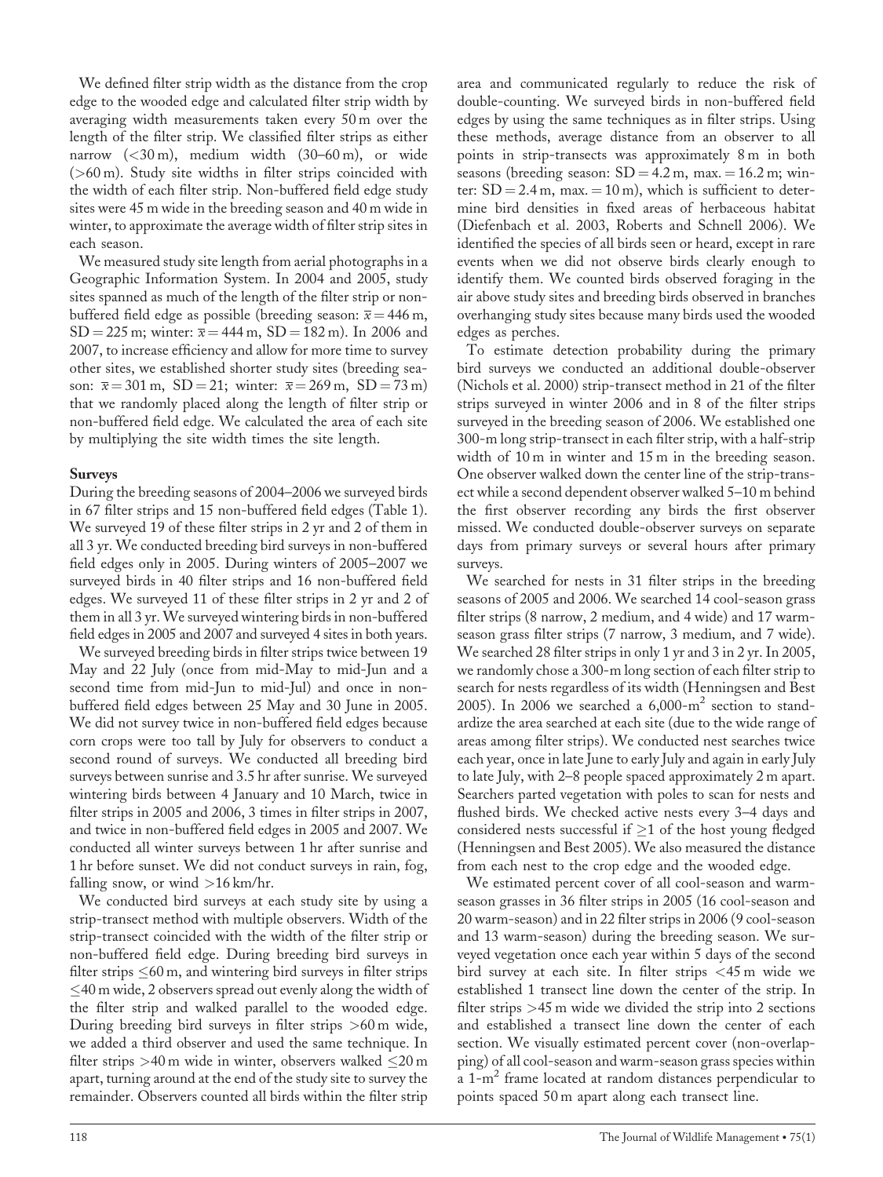We defined filter strip width as the distance from the crop edge to the wooded edge and calculated filter strip width by averaging width measurements taken every 50 m over the length of the filter strip. We classified filter strips as either narrow (<30 m), medium width (30–60 m), or wide (>60 m). Study site widths in filter strips coincided with the width of each filter strip. Non-buffered field edge study sites were 45 m wide in the breeding season and 40 m wide in winter, to approximate the average width of filter strip sites in each season.

We measured study site length from aerial photographs in a Geographic Information System. In 2004 and 2005, study sites spanned as much of the length of the filter strip or non-buffered field edge as possible (breeding season: $\bar{x} = 446$ m, SD = 225 m; winter: $\bar{x} = 444$ m, SD = 182 m). In 2006 and 2007, to increase efficiency and allow for more time to survey other sites, we established shorter study sites (breeding season: $\bar{x} = 301$ m, SD = 21; winter: $\bar{x} = 269$ m, SD = 73 m) that we randomly placed along the length of filter strip or non-buffered field edge. We calculated the area of each site by multiplying the site width times the site length.

**Surveys**

During the breeding seasons of 2004–2006 we surveyed birds in 67 filter strips and 15 non-buffered field edges (Table 1). We surveyed 19 of these filter strips in 2 yr and 2 of them in all 3 yr. We conducted breeding bird surveys in non-buffered field edges only in 2005. During winters of 2005–2007 we surveyed birds in 40 filter strips and 16 non-buffered field edges. We surveyed 11 of these filter strips in 2 yr and 2 of them in all 3 yr. We surveyed wintering birds in non-buffered field edges in 2005 and 2007 and surveyed 4 sites in both years.

We surveyed breeding birds in filter strips twice between 19 May and 22 July (once from mid-May to mid-Jun and a second time from mid-Jun to mid-Jul) and once in non-buffered field edges between 25 May and 30 June in 2005. We did not survey twice in non-buffered field edges because corn crops were too tall by July for observers to conduct a second round of surveys. We conducted all breeding bird surveys between sunrise and 3.5 hr after sunrise. We surveyed wintering birds between 4 January and 10 March, twice in filter strips in 2005 and 2006, 3 times in filter strips in 2007, and twice in non-buffered field edges in 2005 and 2007. We conducted all winter surveys between 1 hr after sunrise and 1 hr before sunset. We did not conduct surveys in rain, fog, falling snow, or wind >16 km/hr.

We conducted bird surveys at each study site by using a strip-transect method with multiple observers. Width of the strip-transect coincided with the width of the filter strip or non-buffered field edge. During breeding bird surveys in filter strips ≤60 m, and wintering bird surveys in filter strips ≤40 m wide, 2 observers spread out evenly along the width of the filter strip and walked parallel to the wooded edge. During breeding bird surveys in filter strips >60 m wide, we added a third observer and used the same technique. In filter strips >40 m wide in winter, observers walked ≤20 m apart, turning around at the end of the study site to survey the remainder. Observers counted all birds within the filter strip area and communicated regularly to reduce the risk of double-counting. We surveyed birds in non-buffered field edges by using the same techniques as in filter strips. Using these methods, average distance from an observer to all points in strip-transects was approximately 8 m in both seasons (breeding season: SD = 4.2 m, max. = 16.2 m; winter: SD = 2.4 m, max. = 10 m), which is sufficient to determine bird densities in fixed areas of herbaceous habitat (Diefenbach et al. 2003, Roberts and Schnell 2006). We identified the species of all birds seen or heard, except in rare events when we did not observe birds clearly enough to identify them. We counted birds observed foraging in the air above study sites and breeding birds observed in branches overhanging study sites because many birds used the wooded edges as perches.

To estimate detection probability during the primary bird surveys we conducted an additional double-observer (Nichols et al. 2000) strip-transect method in 21 of the filter strips surveyed in winter 2006 and in 8 of the filter strips surveyed in the breeding season of 2006. We established one 300-m long strip-transect in each filter strip, with a half-strip width of 10 m in winter and 15 m in the breeding season. One observer walked down the center line of the strip-transect while a second dependent observer walked 5–10 m behind the first observer recording any birds the first observer missed. We conducted double-observer surveys on separate days from primary surveys or several hours after primary surveys.

We searched for nests in 31 filter strips in the breeding seasons of 2005 and 2006. We searched 14 cool-season grass filter strips (8 narrow, 2 medium, and 4 wide) and 17 warm-season grass filter strips (7 narrow, 3 medium, and 7 wide). We searched 28 filter strips in only 1 yr and 3 in 2 yr. In 2005, we randomly chose a 300-m long section of each filter strip to search for nests regardless of its width (Henningsen and Best 2005). In 2006 we searched a 6,000-$m^2$ section to standardize the area searched at each site (due to the wide range of areas among filter strips). We conducted nest searches twice each year, once in late June to early July and again in early July to late July, with 2–8 people spaced approximately 2 m apart. Searchers parted vegetation with poles to scan for nests and flushed birds. We checked active nests every 3–4 days and considered nests successful if ≥1 of the host young fledged (Henningsen and Best 2005). We also measured the distance from each nest to the crop edge and the wooded edge.

We estimated percent cover of all cool-season and warm-season grasses in 36 filter strips in 2005 (16 cool-season and 20 warm-season) and in 22 filter strips in 2006 (9 cool-season and 13 warm-season) during the breeding season. We surveyed vegetation once each year within 5 days of the second bird survey at each site. In filter strips <45 m wide we established 1 transect line down the center of the strip. In filter strips >45 m wide we divided the strip into 2 sections and established a transect line down the center of each section. We visually estimated percent cover (non-overlapping) of all cool-season and warm-season grass species within a 1-$m^2$ frame located at random distances perpendicular to points spaced 50 m apart along each transect line.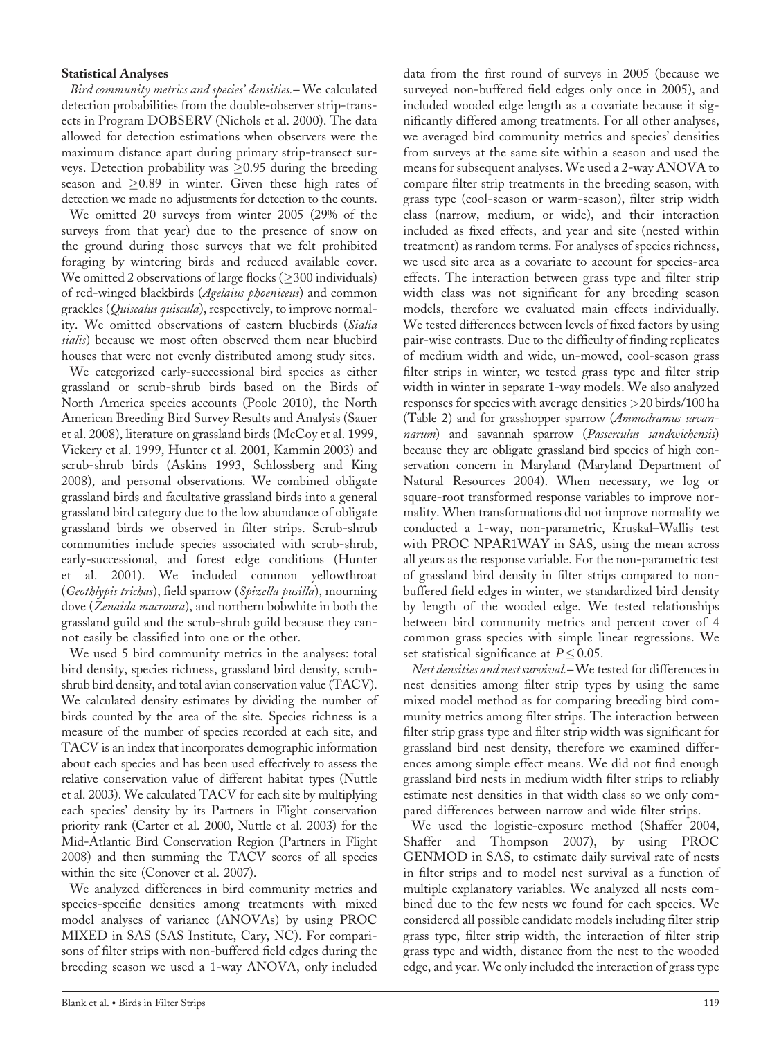### Statistical Analyses

*Bird community metrics and species' densities.*—We calculated detection probabilities from the double-observer strip-transects in Program DOBSERV (Nichols et al. 2000). The data allowed for detection estimations when observers were the maximum distance apart during primary strip-transect surveys. Detection probability was $\geq$0.95 during the breeding season and $\geq$0.89 in winter. Given these high rates of detection we made no adjustments for detection to the counts.

We omitted 20 surveys from winter 2005 (29% of the surveys from that year) due to the presence of snow on the ground during those surveys that we felt prohibited foraging by wintering birds and reduced available cover. We omitted 2 observations of large flocks ($\geq$300 individuals) of red-winged blackbirds (*Agelaius phoeniceus*) and common grackles (*Quiscalus quiscula*), respectively, to improve normality. We omitted observations of eastern bluebirds (*Sialia sialis*) because we most often observed them near bluebird houses that were not evenly distributed among study sites.

We categorized early-successional bird species as either grassland or scrub-shrub birds based on the Birds of North America species accounts (Poole 2010), the North American Breeding Bird Survey Results and Analysis (Sauer et al. 2008), literature on grassland birds (McCoy et al. 1999, Vickery et al. 1999, Hunter et al. 2001, Kammin 2003) and scrub-shrub birds (Askins 1993, Schlossberg and King 2008), and personal observations. We combined obligate grassland birds and facultative grassland birds into a general grassland bird category due to the low abundance of obligate grassland birds we observed in filter strips. Scrub-shrub communities include species associated with scrub-shrub, early-successional, and forest edge conditions (Hunter et al. 2001). We included common yellowthroat (*Geothlypis trichas*), field sparrow (*Spizella pusilla*), mourning dove (*Zenaida macroura*), and northern bobwhite in both the grassland guild and the scrub-shrub guild because they cannot easily be classified into one or the other.

We used 5 bird community metrics in the analyses: total bird density, species richness, grassland bird density, scrub-shrub bird density, and total avian conservation value (TACV). We calculated density estimates by dividing the number of birds counted by the area of the site. Species richness is a measure of the number of species recorded at each site, and TACV is an index that incorporates demographic information about each species and has been used effectively to assess the relative conservation value of different habitat types (Nuttle et al. 2003). We calculated TACV for each site by multiplying each species' density by its Partners in Flight conservation priority rank (Carter et al. 2000, Nuttle et al. 2003) for the Mid-Atlantic Bird Conservation Region (Partners in Flight 2008) and then summing the TACV scores of all species within the site (Conover et al. 2007).

We analyzed differences in bird community metrics and species-specific densities among treatments with mixed model analyses of variance (ANOVAs) by using PROC MIXED in SAS (SAS Institute, Cary, NC). For comparisons of filter strips with non-buffered field edges during the breeding season we used a 1-way ANOVA, only included data from the first round of surveys in 2005 (because we surveyed non-buffered field edges only once in 2005), and included wooded edge length as a covariate because it significantly differed among treatments. For all other analyses, we averaged bird community metrics and species' densities from surveys at the same site within a season and used the means for subsequent analyses. We used a 2-way ANOVA to compare filter strip treatments in the breeding season, with grass type (cool-season or warm-season), filter strip width class (narrow, medium, or wide), and their interaction included as fixed effects, and year and site (nested within treatment) as random terms. For analyses of species richness, we used site area as a covariate to account for species-area effects. The interaction between grass type and filter strip width class was not significant for any breeding season models, therefore we evaluated main effects individually. We tested differences between levels of fixed factors by using pair-wise contrasts. Due to the difficulty of finding replicates of medium width and wide, un-mowed, cool-season grass filter strips in winter, we tested grass type and filter strip width in winter in separate 1-way models. We also analyzed responses for species with average densities >20 birds/100 ha (Table 2) and for grasshopper sparrow (*Ammodramus savannarum*) and savannah sparrow (*Passerculus sandwichensis*) because they are obligate grassland bird species of high conservation concern in Maryland (Maryland Department of Natural Resources 2004). When necessary, we log or square-root transformed response variables to improve normality. When transformations did not improve normality we conducted a 1-way, non-parametric, Kruskal–Wallis test with PROC NPAR1WAY in SAS, using the mean across all years as the response variable. For the non-parametric test of grassland bird density in filter strips compared to non-buffered field edges in winter, we standardized bird density by length of the wooded edge. We tested relationships between bird community metrics and percent cover of 4 common grass species with simple linear regressions. We set statistical significance at $P \leq 0.05$.

*Nest densities and nest survival.*—We tested for differences in nest densities among filter strip types by using the same mixed model method as for comparing breeding bird community metrics among filter strips. The interaction between filter strip grass type and filter strip width was significant for grassland bird nest density, therefore we examined differences among simple effect means. We did not find enough grassland bird nests in medium width filter strips to reliably estimate nest densities in that width class so we only compared differences between narrow and wide filter strips.

We used the logistic-exposure method (Shaffer 2004, Shaffer and Thompson 2007), by using PROC GENMOD in SAS, to estimate daily survival rate of nests in filter strips and to model nest survival as a function of multiple explanatory variables. We analyzed all nests combined due to the few nests we found for each species. We considered all possible candidate models including filter strip grass type, filter strip width, the interaction of filter strip grass type and width, distance from the nest to the wooded edge, and year. We only included the interaction of grass type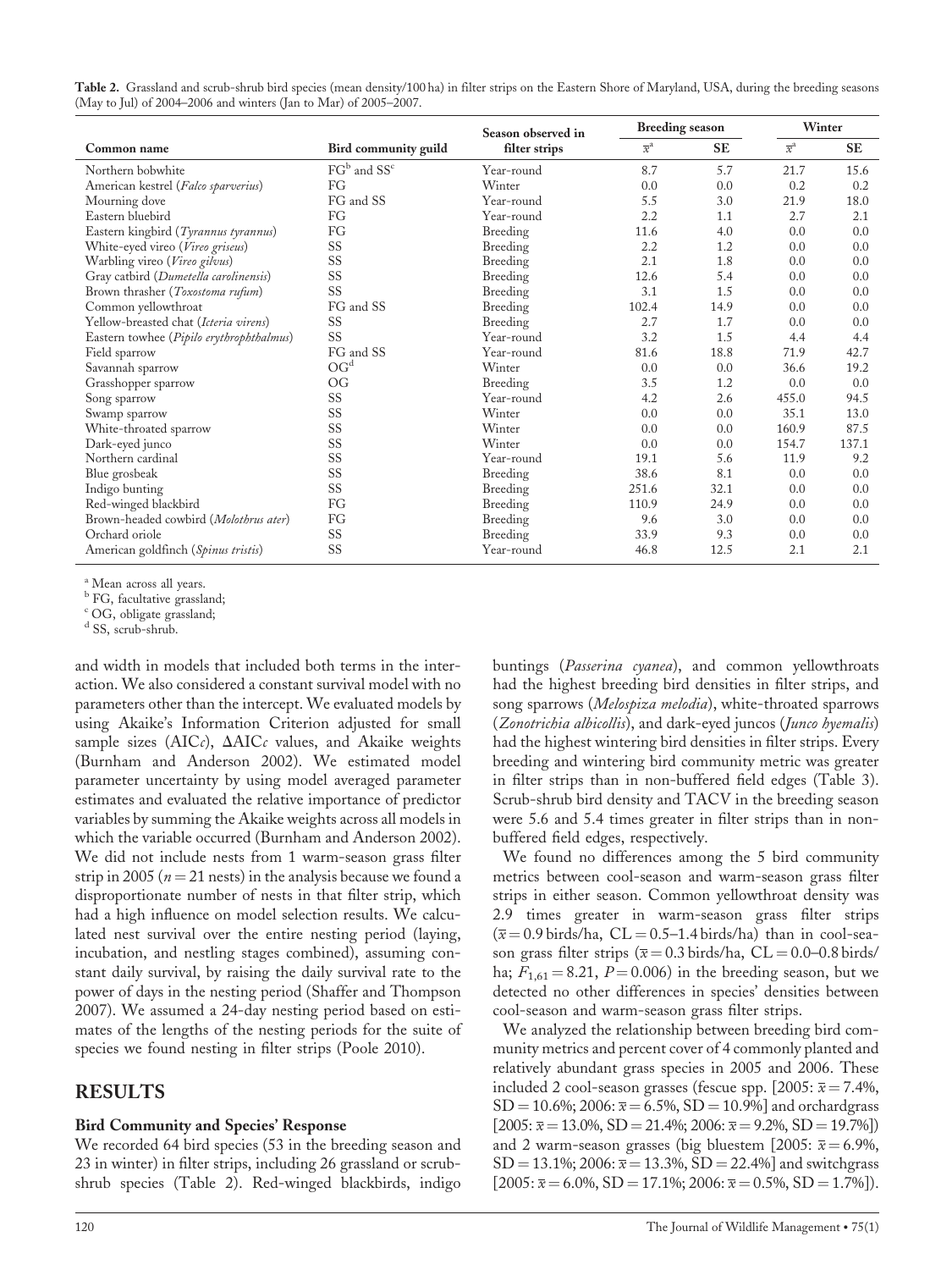**Table 2.** Grassland and scrub-shrub bird species (mean density/100 ha) in filter strips on the Eastern Shore of Maryland, USA, during the breeding seasons (May to Jul) of 2004–2006 and winters (Jan to Mar) of 2005–2007.

| Common name | Bird community guild | Season observed in filter strips | Breeding season | | Winter | |
|---|---|---|---|---|---|---|
| | | | $\bar{x}$[a] | SE | $\bar{x}$[a] | SE |
| Northern bobwhite | FG[b] and SS[c] | Year-round | 8.7 | 5.7 | 21.7 | 15.6 |
| American kestrel (*Falco sparverius*) | FG | Winter | 0.0 | 0.0 | 0.2 | 0.2 |
| Mourning dove | FG and SS | Year-round | 5.5 | 3.0 | 21.9 | 18.0 |
| Eastern bluebird | FG | Year-round | 2.2 | 1.1 | 2.7 | 2.1 |
| Eastern kingbird (*Tyrannus tyrannus*) | FG | Breeding | 11.6 | 4.0 | 0.0 | 0.0 |
| White-eyed vireo (*Vireo griseus*) | SS | Breeding | 2.2 | 1.2 | 0.0 | 0.0 |
| Warbling vireo (*Vireo gilvus*) | SS | Breeding | 2.1 | 1.8 | 0.0 | 0.0 |
| Gray catbird (*Dumetella carolinensis*) | SS | Breeding | 12.6 | 5.4 | 0.0 | 0.0 |
| Brown thrasher (*Toxostoma rufum*) | SS | Breeding | 3.1 | 1.5 | 0.0 | 0.0 |
| Common yellowthroat | FG and SS | Breeding | 102.4 | 14.9 | 0.0 | 0.0 |
| Yellow-breasted chat (*Icteria virens*) | SS | Breeding | 2.7 | 1.7 | 0.0 | 0.0 |
| Eastern towhee (*Pipilo erythrophthalmus*) | SS | Year-round | 3.2 | 1.5 | 4.4 | 4.4 |
| Field sparrow | FG and SS | Year-round | 81.6 | 18.8 | 71.9 | 42.7 |
| Savannah sparrow | OG[d] | Winter | 0.0 | 0.0 | 36.6 | 19.2 |
| Grasshopper sparrow | OG | Breeding | 3.5 | 1.2 | 0.0 | 0.0 |
| Song sparrow | SS | Year-round | 4.2 | 2.6 | 455.0 | 94.5 |
| Swamp sparrow | SS | Winter | 0.0 | 0.0 | 35.1 | 13.0 |
| White-throated sparrow | SS | Winter | 0.0 | 0.0 | 160.9 | 87.5 |
| Dark-eyed junco | SS | Winter | 0.0 | 0.0 | 154.7 | 137.1 |
| Northern cardinal | SS | Year-round | 19.1 | 5.6 | 11.9 | 9.2 |
| Blue grosbeak | SS | Breeding | 38.6 | 8.1 | 0.0 | 0.0 |
| Indigo bunting | SS | Breeding | 251.6 | 32.1 | 0.0 | 0.0 |
| Red-winged blackbird | FG | Breeding | 110.9 | 24.9 | 0.0 | 0.0 |
| Brown-headed cowbird (*Molothrus ater*) | FG | Breeding | 9.6 | 3.0 | 0.0 | 0.0 |
| Orchard oriole | SS | Breeding | 33.9 | 9.3 | 0.0 | 0.0 |
| American goldfinch (*Spinus tristis*) | SS | Year-round | 46.8 | 12.5 | 2.1 | 2.1 |

[a] Mean across all years.
[b] FG, facultative grassland;
[c] OG, obligate grassland;
[d] SS, scrub-shrub.

and width in models that included both terms in the interaction. We also considered a constant survival model with no parameters other than the intercept. We evaluated models by using Akaike's Information Criterion adjusted for small sample sizes (AIC*c*), $\Delta$AIC*c* values, and Akaike weights (Burnham and Anderson 2002). We estimated model parameter uncertainty by using model averaged parameter estimates and evaluated the relative importance of predictor variables by summing the Akaike weights across all models in which the variable occurred (Burnham and Anderson 2002). We did not include nests from 1 warm-season grass filter strip in 2005 ($n = 21$ nests) in the analysis because we found a disproportionate number of nests in that filter strip, which had a high influence on model selection results. We calculated nest survival over the entire nesting period (laying, incubation, and nestling stages combined), assuming constant daily survival, by raising the daily survival rate to the power of days in the nesting period (Shaffer and Thompson 2007). We assumed a 24-day nesting period based on estimates of the lengths of the nesting periods for the suite of species we found nesting in filter strips (Poole 2010).

## RESULTS

### Bird Community and Species' Response

We recorded 64 bird species (53 in the breeding season and 23 in winter) in filter strips, including 26 grassland or scrub-shrub species (Table 2). Red-winged blackbirds, indigo buntings (*Passerina cyanea*), and common yellowthroats had the highest breeding bird densities in filter strips, and song sparrows (*Melospiza melodia*), white-throated sparrows (*Zonotrichia albicollis*), and dark-eyed juncos (*Junco hyemalis*) had the highest wintering bird densities in filter strips. Every breeding and wintering bird community metric was greater in filter strips than in non-buffered field edges (Table 3). Scrub-shrub bird density and TACV in the breeding season were 5.6 and 5.4 times greater in filter strips than in non-buffered field edges, respectively.

We found no differences among the 5 bird community metrics between cool-season and warm-season grass filter strips in either season. Common yellowthroat density was 2.9 times greater in warm-season grass filter strips ($\bar{x} = 0.9$ birds/ha, CL = 0.5–1.4 birds/ha) than in cool-season grass filter strips ($\bar{x} = 0.3$ birds/ha, CL = 0.0–0.8 birds/ha; $F_{1,61} = 8.21$, $P = 0.006$) in the breeding season, but we detected no other differences in species' densities between cool-season and warm-season grass filter strips.

We analyzed the relationship between breeding bird community metrics and percent cover of 4 commonly planted and relatively abundant grass species in 2005 and 2006. These included 2 cool-season grasses (fescue spp. [2005: $\bar{x} = 7.4\%$, SD = 10.6%; 2006: $\bar{x} = 6.5\%$, SD = 10.9%] and orchardgrass [2005: $\bar{x} = 13.0\%$, SD = 21.4%; 2006: $\bar{x} = 9.2\%$, SD = 19.7%]) and 2 warm-season grasses (big bluestem [2005: $\bar{x} = 6.9\%$, SD = 13.1%; 2006: $\bar{x} = 13.3\%$, SD = 22.4%] and switchgrass [2005: $\bar{x} = 6.0\%$, SD = 17.1%; 2006: $\bar{x} = 0.5\%$, SD = 1.7%]).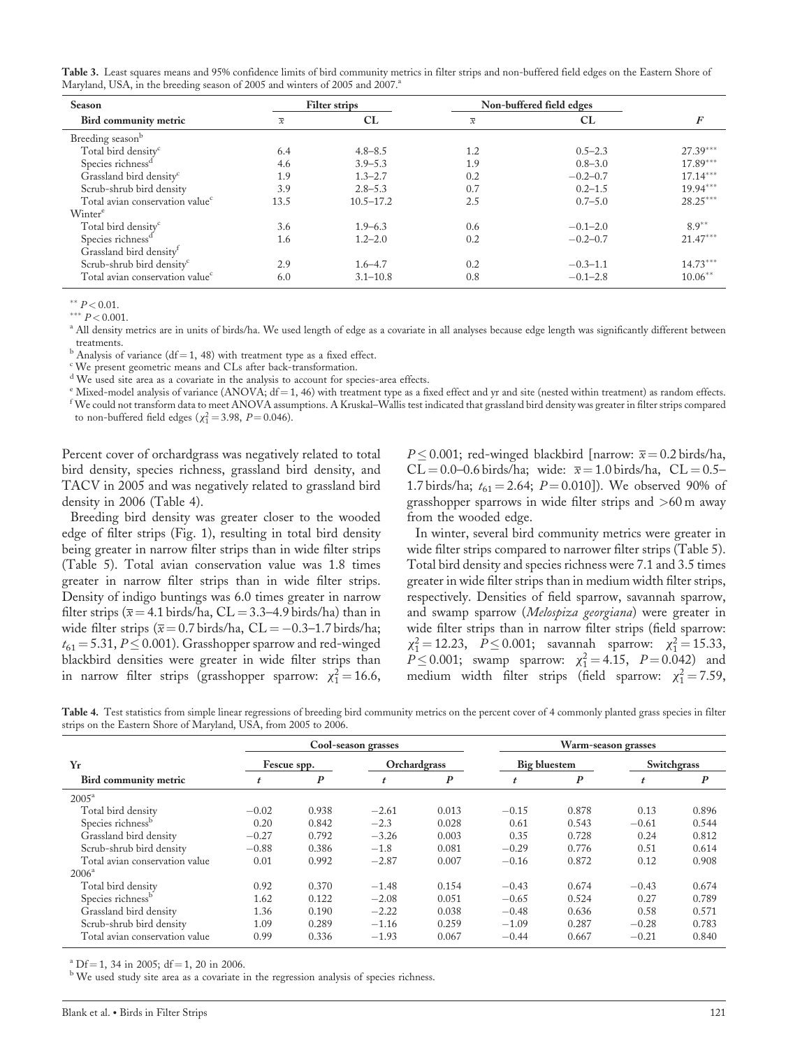**Table 3.** Least squares means and 95% confidence limits of bird community metrics in filter strips and non-buffered field edges on the Eastern Shore of Maryland, USA, in the breeding season of 2005 and winters of 2005 and 2007.[a]

| Season | Filter strips | | Non-buffered field edges | | |
|---|---|---|---|---|---|
| Bird community metric | $\bar{x}$ | CL | $\bar{x}$ | CL | $F$ |
| Breeding season[b] | | | | | |
| Total bird density[c] | 6.4 | 4.8–8.5 | 1.2 | 0.5–2.3 | 27.39*** |
| Species richness[d] | 4.6 | 3.9–5.3 | 1.9 | 0.8–3.0 | 17.89*** |
| Grassland bird density[c] | 1.9 | 1.3–2.7 | 0.2 | −0.2–0.7 | 17.14*** |
| Scrub-shrub bird density | 3.9 | 2.8–5.3 | 0.7 | 0.2–1.5 | 19.94*** |
| Total avian conservation value[c] | 13.5 | 10.5–17.2 | 2.5 | 0.7–5.0 | 28.25*** |
| Winter[e] | | | | | |
| Total bird density[c] | 3.6 | 1.9–6.3 | 0.6 | −0.1–2.0 | 8.9** |
| Species richness[d] | 1.6 | 1.2–2.0 | 0.2 | −0.2–0.7 | 21.47*** |
| Grassland bird density[f] | | | | | |
| Scrub-shrub bird density[c] | 2.9 | 1.6–4.7 | 0.2 | −0.3–1.1 | 14.73*** |
| Total avian conservation value[c] | 6.0 | 3.1–10.8 | 0.8 | −0.1–2.8 | 10.06** |

** $P < 0.01$.
*** $P < 0.001$.
[a] All density metrics are in units of birds/ha. We used length of edge as a covariate in all analyses because edge length was significantly different between treatments.
[b] Analysis of variance (df = 1, 48) with treatment type as a fixed effect.
[c] We present geometric means and CLs after back-transformation.
[d] We used site area as a covariate in the analysis to account for species-area effects.
[e] Mixed-model analysis of variance (ANOVA; df = 1, 46) with treatment type as a fixed effect and yr and site (nested within treatment) as random effects.
[f] We could not transform data to meet ANOVA assumptions. A Kruskal–Wallis test indicated that grassland bird density was greater in filter strips compared to non-buffered field edges ($\chi^2_1 = 3.98$, $P = 0.046$).

Percent cover of orchardgrass was negatively related to total bird density, species richness, grassland bird density, and TACV in 2005 and was negatively related to grassland bird density in 2006 (Table 4).

Breeding bird density was greater closer to the wooded edge of filter strips (Fig. 1), resulting in total bird density being greater in narrow filter strips than in wide filter strips (Table 5). Total avian conservation value was 1.8 times greater in narrow filter strips than in wide filter strips. Density of indigo buntings was 6.0 times greater in narrow filter strips ($\bar{x} = 4.1$ birds/ha, CL = 3.3–4.9 birds/ha) than in wide filter strips ($\bar{x} = 0.7$ birds/ha, CL = −0.3–1.7 birds/ha; $t_{61} = 5.31$, $P \leq 0.001$). Grasshopper sparrow and red-winged blackbird densities were greater in wide filter strips than in narrow filter strips (grasshopper sparrow: $\chi^2_1 = 16.6$, $P \leq 0.001$; red-winged blackbird [narrow: $\bar{x} = 0.2$ birds/ha, CL = 0.0–0.6 birds/ha; wide: $\bar{x} = 1.0$ birds/ha, CL = 0.5–1.7 birds/ha; $t_{61} = 2.64$; $P = 0.010$]). We observed 90% of grasshopper sparrows in wide filter strips and >60 m away from the wooded edge.

In winter, several bird community metrics were greater in wide filter strips compared to narrower filter strips (Table 5). Total bird density and species richness were 7.1 and 3.5 times greater in wide filter strips than in medium width filter strips, respectively. Densities of field sparrow, savannah sparrow, and swamp sparrow (*Melospiza georgiana*) were greater in wide filter strips than in narrow filter strips (field sparrow: $\chi^2_1 = 12.23$, $P \leq 0.001$; savannah sparrow: $\chi^2_1 = 15.33$, $P \leq 0.001$; swamp sparrow: $\chi^2_1 = 4.15$, $P = 0.042$) and medium width filter strips (field sparrow: $\chi^2_1 = 7.59$,

**Table 4.** Test statistics from simple linear regressions of breeding bird community metrics on the percent cover of 4 commonly planted grass species in filter strips on the Eastern Shore of Maryland, USA, from 2005 to 2006.

| Yr | Cool-season grasses | | | | Warm-season grasses | | | |
|---|---|---|---|---|---|---|---|---|
| | Fescue spp. | | Orchardgrass | | Big bluestem | | Switchgrass | |
| Bird community metric | $t$ | $P$ | $t$ | $P$ | $t$ | $P$ | $t$ | $P$ |
| 2005[a] | | | | | | | | |
| Total bird density | −0.02 | 0.938 | −2.61 | 0.013 | −0.15 | 0.878 | 0.13 | 0.896 |
| Species richness[b] | 0.20 | 0.842 | −2.3 | 0.028 | 0.61 | 0.543 | −0.61 | 0.544 |
| Grassland bird density | −0.27 | 0.792 | −3.26 | 0.003 | 0.35 | 0.728 | 0.24 | 0.812 |
| Scrub-shrub bird density | −0.88 | 0.386 | −1.8 | 0.081 | −0.29 | 0.776 | 0.51 | 0.614 |
| Total avian conservation value | 0.01 | 0.992 | −2.87 | 0.007 | −0.16 | 0.872 | 0.12 | 0.908 |
| 2006[a] | | | | | | | | |
| Total bird density | 0.92 | 0.370 | −1.48 | 0.154 | −0.43 | 0.674 | −0.43 | 0.674 |
| Species richness[b] | 1.62 | 0.122 | −2.08 | 0.051 | −0.65 | 0.524 | 0.27 | 0.789 |
| Grassland bird density | 1.36 | 0.190 | −2.22 | 0.038 | −0.48 | 0.636 | 0.58 | 0.571 |
| Scrub-shrub bird density | 1.09 | 0.289 | −1.16 | 0.259 | −1.09 | 0.287 | −0.28 | 0.783 |
| Total avian conservation value | 0.99 | 0.336 | −1.93 | 0.067 | −0.44 | 0.667 | −0.21 | 0.840 |

[a] Df = 1, 34 in 2005; df = 1, 20 in 2006.
[b] We used study site area as a covariate in the regression analysis of species richness.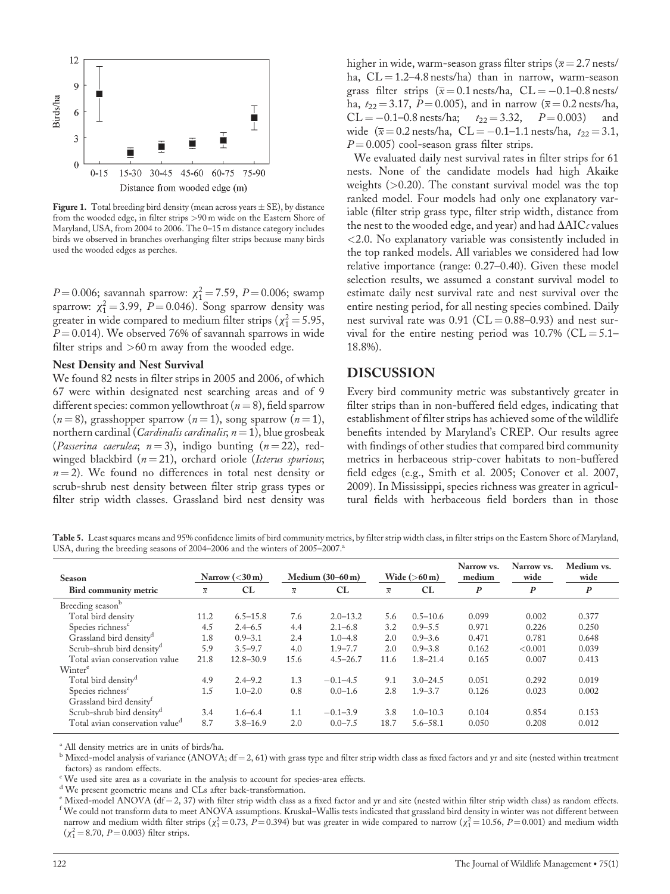**Figure 1.** Total breeding bird density (mean across years ± SE), by distance from the wooded edge, in filter strips >90 m wide on the Eastern Shore of Maryland, USA, from 2004 to 2006. The 0–15 m distance category includes birds we observed in branches overhanging filter strips because many birds used the wooded edges as perches.

$P = 0.006$; savannah sparrow: $\chi^2_1 = 7.59$, $P = 0.006$; swamp sparrow: $\chi^2_1 = 3.99$, $P = 0.046$). Song sparrow density was greater in wide compared to medium filter strips ($\chi^2_1 = 5.95$, $P = 0.014$). We observed 76% of savannah sparrows in wide filter strips and >60 m away from the wooded edge.

### Nest Density and Nest Survival

We found 82 nests in filter strips in 2005 and 2006, of which 67 were within designated nest searching areas and of 9 different species: common yellowthroat ($n = 8$), field sparrow ($n = 8$), grasshopper sparrow ($n = 1$), song sparrow ($n = 1$), northern cardinal (*Cardinalis cardinalis*; $n = 1$), blue grosbeak (*Passerina caerulea*; $n = 3$), indigo bunting ($n = 22$), red-winged blackbird ($n = 21$), orchard oriole (*Icterus spurious*; $n = 2$). We found no differences in total nest density or scrub-shrub nest density between filter strip grass types or filter strip width classes. Grassland bird nest density was higher in wide, warm-season grass filter strips ($\bar{x} = 2.7$ nests/ha, CL = 1.2–4.8 nests/ha) than in narrow, warm-season grass filter strips ($\bar{x} = 0.1$ nests/ha, CL = −0.1–0.8 nests/ha, $t_{22} = 3.17$, $P = 0.005$), and in narrow ($\bar{x} = 0.2$ nests/ha, CL = −0.1–0.8 nests/ha; $t_{22} = 3.32$, $P = 0.003$) and wide ($\bar{x} = 0.2$ nests/ha, CL = −0.1–1.1 nests/ha, $t_{22} = 3.1$, $P = 0.005$) cool-season grass filter strips.

We evaluated daily nest survival rates in filter strips for 61 nests. None of the candidate models had high Akaike weights (>0.20). The constant survival model was the top ranked model. Four models had only one explanatory variable (filter strip grass type, filter strip width, distance from the nest to the wooded edge, and year) and had $\Delta AIC_c$ values <2.0. No explanatory variable was consistently included in the top ranked models. All variables we considered had low relative importance (range: 0.27–0.40). Given these model selection results, we assumed a constant survival model to estimate daily nest survival rate and nest survival over the entire nesting period, for all nesting species combined. Daily nest survival rate was 0.91 (CL = 0.88–0.93) and nest survival for the entire nesting period was 10.7% (CL = 5.1–18.8%).

## DISCUSSION

Every bird community metric was substantively greater in filter strips than in non-buffered field edges, indicating that establishment of filter strips has achieved some of the wildlife benefits intended by Maryland's CREP. Our results agree with findings of other studies that compared bird community metrics in herbaceous strip-cover habitats to non-buffered field edges (e.g., Smith et al. 2005; Conover et al. 2007, 2009). In Mississippi, species richness was greater in agricultural fields with herbaceous field borders than in those

**Table 5.** Least squares means and 95% confidence limits of bird community metrics, by filter strip width class, in filter strips on the Eastern Shore of Maryland, USA, during the breeding seasons of 2004–2006 and the winters of 2005–2007.[a]

| Season | Narrow (<30 m) | | Medium (30–60 m) | | Wide (>60 m) | | Narrow vs. medium | Narrow vs. wide | Medium vs. wide |
|---|---|---|---|---|---|---|---|---|---|
| Bird community metric | $\bar{x}$ | CL | $\bar{x}$ | CL | $\bar{x}$ | CL | $P$ | $P$ | $P$ |
| Breeding season[b] | | | | | | | | | |
| Total bird density | 11.2 | 6.5–15.8 | 7.6 | 2.0–13.2 | 5.6 | 0.5–10.6 | 0.099 | 0.002 | 0.377 |
| Species richness[c] | 4.5 | 2.4–6.5 | 4.4 | 2.1–6.8 | 3.2 | 0.9–5.5 | 0.971 | 0.226 | 0.250 |
| Grassland bird density[d] | 1.8 | 0.9–3.1 | 2.4 | 1.0–4.8 | 2.0 | 0.9–3.6 | 0.471 | 0.781 | 0.648 |
| Scrub-shrub bird density[d] | 5.9 | 3.5–9.7 | 4.0 | 1.9–7.7 | 2.0 | 0.9–3.8 | 0.162 | <0.001 | 0.039 |
| Total avian conservation value | 21.8 | 12.8–30.9 | 15.6 | 4.5–26.7 | 11.6 | 1.8–21.4 | 0.165 | 0.007 | 0.413 |
| Winter[e] | | | | | | | | | |
| Total bird density[d] | 4.9 | 2.4–9.2 | 1.3 | −0.1–4.5 | 9.1 | 3.0–24.5 | 0.051 | 0.292 | 0.019 |
| Species richness[c] | 1.5 | 1.0–2.0 | 0.8 | 0.0–1.6 | 2.8 | 1.9–3.7 | 0.126 | 0.023 | 0.002 |
| Grassland bird density[f] | | | | | | | | | |
| Scrub-shrub bird density[d] | 3.4 | 1.6–6.4 | 1.1 | −0.1–3.9 | 3.8 | 1.0–10.3 | 0.104 | 0.854 | 0.153 |
| Total avian conservation value[d] | 8.7 | 3.8–16.9 | 2.0 | 0.0–7.5 | 18.7 | 5.6–58.1 | 0.050 | 0.208 | 0.012 |

[a] All density metrics are in units of birds/ha.

[b] Mixed-model analysis of variance (ANOVA; df = 2, 61) with grass type and filter strip width class as fixed factors and yr and site (nested within treatment factors) as random effects.

[c] We used site area as a covariate in the analysis to account for species-area effects.

[d] We present geometric means and CLs after back-transformation.

[e] Mixed-model ANOVA (df = 2, 37) with filter strip width class as a fixed factor and yr and site (nested within filter strip width class) as random effects.

[f] We could not transform data to meet ANOVA assumptions. Kruskal–Wallis tests indicated that grassland bird density in winter was not different between narrow and medium width filter strips ($\chi^2_1 = 0.73$, $P = 0.394$) but was greater in wide compared to narrow ($\chi^2_1 = 10.56$, $P = 0.001$) and medium width ($\chi^2_1 = 8.70$, $P = 0.003$) filter strips.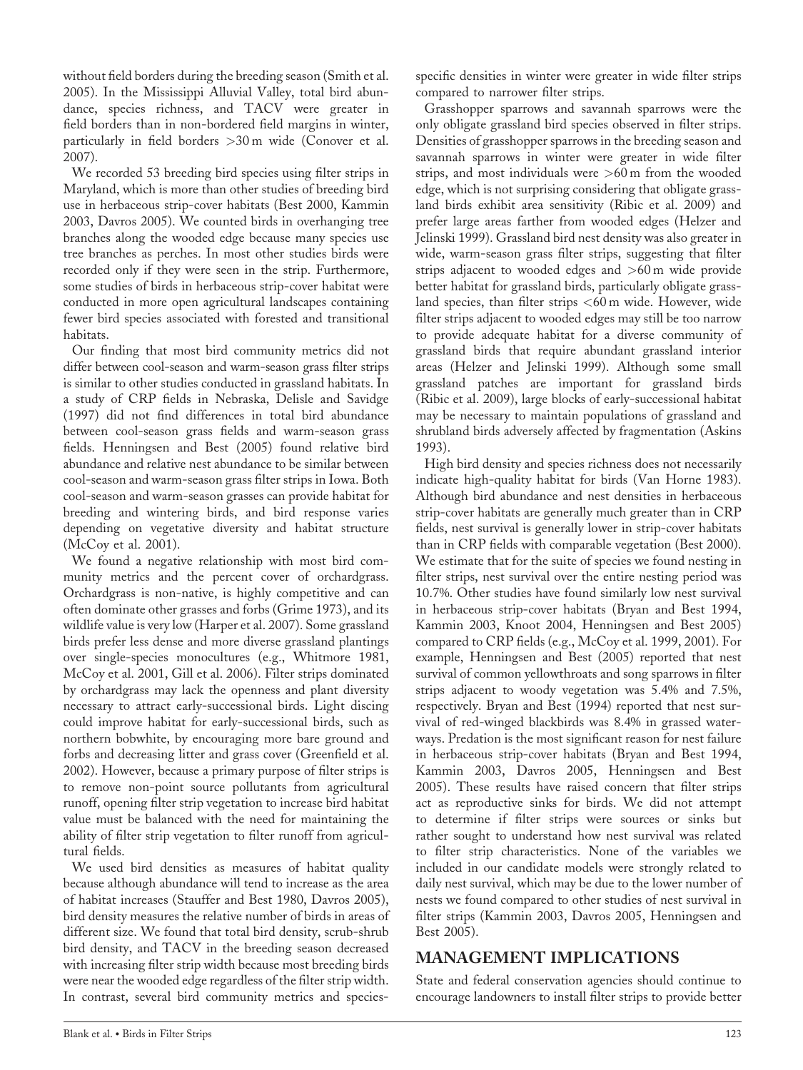without field borders during the breeding season (Smith et al. 2005). In the Mississippi Alluvial Valley, total bird abundance, species richness, and TACV were greater in field borders than in non-bordered field margins in winter, particularly in field borders >30 m wide (Conover et al. 2007).

We recorded 53 breeding bird species using filter strips in Maryland, which is more than other studies of breeding bird use in herbaceous strip-cover habitats (Best 2000, Kammin 2003, Davros 2005). We counted birds in overhanging tree branches along the wooded edge because many species use tree branches as perches. In most other studies birds were recorded only if they were seen in the strip. Furthermore, some studies of birds in herbaceous strip-cover habitat were conducted in more open agricultural landscapes containing fewer bird species associated with forested and transitional habitats.

Our finding that most bird community metrics did not differ between cool-season and warm-season grass filter strips is similar to other studies conducted in grassland habitats. In a study of CRP fields in Nebraska, Delisle and Savidge (1997) did not find differences in total bird abundance between cool-season grass fields and warm-season grass fields. Henningsen and Best (2005) found relative bird abundance and relative nest abundance to be similar between cool-season and warm-season grass filter strips in Iowa. Both cool-season and warm-season grasses can provide habitat for breeding and wintering birds, and bird response varies depending on vegetative diversity and habitat structure (McCoy et al. 2001).

We found a negative relationship with most bird community metrics and the percent cover of orchardgrass. Orchardgrass is non-native, is highly competitive and can often dominate other grasses and forbs (Grime 1973), and its wildlife value is very low (Harper et al. 2007). Some grassland birds prefer less dense and more diverse grassland plantings over single-species monocultures (e.g., Whitmore 1981, McCoy et al. 2001, Gill et al. 2006). Filter strips dominated by orchardgrass may lack the openness and plant diversity necessary to attract early-successional birds. Light discing could improve habitat for early-successional birds, such as northern bobwhite, by encouraging more bare ground and forbs and decreasing litter and grass cover (Greenfield et al. 2002). However, because a primary purpose of filter strips is to remove non-point source pollutants from agricultural runoff, opening filter strip vegetation to increase bird habitat value must be balanced with the need for maintaining the ability of filter strip vegetation to filter runoff from agricultural fields.

We used bird densities as measures of habitat quality because although abundance will tend to increase as the area of habitat increases (Stauffer and Best 1980, Davros 2005), bird density measures the relative number of birds in areas of different size. We found that total bird density, scrub-shrub bird density, and TACV in the breeding season decreased with increasing filter strip width because most breeding birds were near the wooded edge regardless of the filter strip width. In contrast, several bird community metrics and species-specific densities in winter were greater in wide filter strips compared to narrower filter strips.

Grasshopper sparrows and savannah sparrows were the only obligate grassland bird species observed in filter strips. Densities of grasshopper sparrows in the breeding season and savannah sparrows in winter were greater in wide filter strips, and most individuals were >60 m from the wooded edge, which is not surprising considering that obligate grassland birds exhibit area sensitivity (Ribic et al. 2009) and prefer large areas farther from wooded edges (Helzer and Jelinski 1999). Grassland bird nest density was also greater in wide, warm-season grass filter strips, suggesting that filter strips adjacent to wooded edges and >60 m wide provide better habitat for grassland birds, particularly obligate grassland species, than filter strips <60 m wide. However, wide filter strips adjacent to wooded edges may still be too narrow to provide adequate habitat for a diverse community of grassland birds that require abundant grassland interior areas (Helzer and Jelinski 1999). Although some small grassland patches are important for grassland birds (Ribic et al. 2009), large blocks of early-successional habitat may be necessary to maintain populations of grassland and shrubland birds adversely affected by fragmentation (Askins 1993).

High bird density and species richness does not necessarily indicate high-quality habitat for birds (Van Horne 1983). Although bird abundance and nest densities in herbaceous strip-cover habitats are generally much greater than in CRP fields, nest survival is generally lower in strip-cover habitats than in CRP fields with comparable vegetation (Best 2000). We estimate that for the suite of species we found nesting in filter strips, nest survival over the entire nesting period was 10.7%. Other studies have found similarly low nest survival in herbaceous strip-cover habitats (Bryan and Best 1994, Kammin 2003, Knoot 2004, Henningsen and Best 2005) compared to CRP fields (e.g., McCoy et al. 1999, 2001). For example, Henningsen and Best (2005) reported that nest survival of common yellowthroats and song sparrows in filter strips adjacent to woody vegetation was 5.4% and 7.5%, respectively. Bryan and Best (1994) reported that nest survival of red-winged blackbirds was 8.4% in grassed waterways. Predation is the most significant reason for nest failure in herbaceous strip-cover habitats (Bryan and Best 1994, Kammin 2003, Davros 2005, Henningsen and Best 2005). These results have raised concern that filter strips act as reproductive sinks for birds. We did not attempt to determine if filter strips were sources or sinks but rather sought to understand how nest survival was related to filter strip characteristics. None of the variables we included in our candidate models were strongly related to daily nest survival, which may be due to the lower number of nests we found compared to other studies of nest survival in filter strips (Kammin 2003, Davros 2005, Henningsen and Best 2005).

## MANAGEMENT IMPLICATIONS

State and federal conservation agencies should continue to encourage landowners to install filter strips to provide better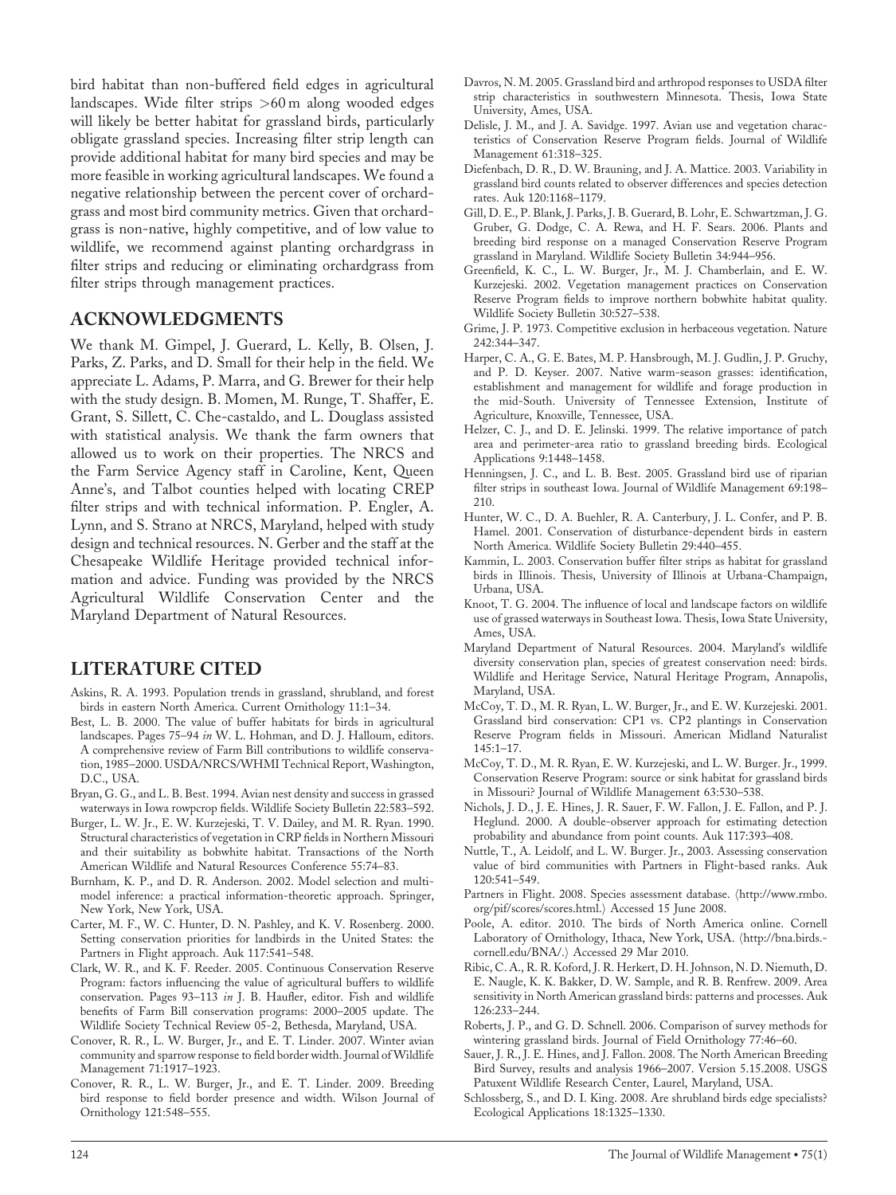bird habitat than non-buffered field edges in agricultural landscapes. Wide filter strips >60 m along wooded edges will likely be better habitat for grassland birds, particularly obligate grassland species. Increasing filter strip length can provide additional habitat for many bird species and may be more feasible in working agricultural landscapes. We found a negative relationship between the percent cover of orchardgrass and most bird community metrics. Given that orchardgrass is non-native, highly competitive, and of low value to wildlife, we recommend against planting orchardgrass in filter strips and reducing or eliminating orchardgrass from filter strips through management practices.

## ACKNOWLEDGMENTS

We thank M. Gimpel, J. Guerard, L. Kelly, B. Olsen, J. Parks, Z. Parks, and D. Small for their help in the field. We appreciate L. Adams, P. Marra, and G. Brewer for their help with the study design. B. Momen, M. Runge, T. Shaffer, E. Grant, S. Sillett, C. Che-castaldo, and L. Douglass assisted with statistical analysis. We thank the farm owners that allowed us to work on their properties. The NRCS and the Farm Service Agency staff in Caroline, Kent, Queen Anne's, and Talbot counties helped with locating CREP filter strips and with technical information. P. Engler, A. Lynn, and S. Strano at NRCS, Maryland, helped with study design and technical resources. N. Gerber and the staff at the Chesapeake Wildlife Heritage provided technical information and advice. Funding was provided by the NRCS Agricultural Wildlife Conservation Center and the Maryland Department of Natural Resources.

## LITERATURE CITED

Askins, R. A. 1993. Population trends in grassland, shrubland, and forest birds in eastern North America. Current Ornithology 11:1–34.

Best, L. B. 2000. The value of buffer habitats for birds in agricultural landscapes. Pages 75–94 *in* W. L. Hohman, and D. J. Halloum, editors. A comprehensive review of Farm Bill contributions to wildlife conservation, 1985–2000. USDA/NRCS/WHMI Technical Report, Washington, D.C., USA.

Bryan, G. G., and L. B. Best. 1994. Avian nest density and success in grassed waterways in Iowa rowpcrop fields. Wildlife Society Bulletin 22:583–592.

Burger, L. W. Jr., E. W. Kurzejeski, T. V. Dailey, and M. R. Ryan. 1990. Structural characteristics of vegetation in CRP fields in Northern Missouri and their suitability as bobwhite habitat. Transactions of the North American Wildlife and Natural Resources Conference 55:74–83.

Burnham, K. P., and D. R. Anderson. 2002. Model selection and multimodel inference: a practical information-theoretic approach. Springer, New York, New York, USA.

Carter, M. F., W. C. Hunter, D. N. Pashley, and K. V. Rosenberg. 2000. Setting conservation priorities for landbirds in the United States: the Partners in Flight approach. Auk 117:541–548.

Clark, W. R., and K. F. Reeder. 2005. Continuous Conservation Reserve Program: factors influencing the value of agricultural buffers to wildlife conservation. Pages 93–113 *in* J. B. Haufler, editor. Fish and wildlife benefits of Farm Bill conservation programs: 2000–2005 update. The Wildlife Society Technical Review 05-2, Bethesda, Maryland, USA.

Conover, R. R., L. W. Burger, Jr., and E. T. Linder. 2007. Winter avian community and sparrow response to field border width. Journal of Wildlife Management 71:1917–1923.

Conover, R. R., L. W. Burger, Jr., and E. T. Linder. 2009. Breeding bird response to field border presence and width. Wilson Journal of Ornithology 121:548–555.

Davros, N. M. 2005. Grassland bird and arthropod responses to USDA filter strip characteristics in southwestern Minnesota. Thesis, Iowa State University, Ames, USA.

Delisle, J. M., and J. A. Savidge. 1997. Avian use and vegetation characteristics of Conservation Reserve Program fields. Journal of Wildlife Management 61:318–325.

Diefenbach, D. R., D. W. Brauning, and J. A. Mattice. 2003. Variability in grassland bird counts related to observer differences and species detection rates. Auk 120:1168–1179.

Gill, D. E., P. Blank, J. Parks, J. B. Guerard, B. Lohr, E. Schwartzman, J. G. Gruber, G. Dodge, C. A. Rewa, and H. F. Sears. 2006. Plants and breeding bird response on a managed Conservation Reserve Program grassland in Maryland. Wildlife Society Bulletin 34:944–956.

Greenfield, K. C., L. W. Burger, Jr., M. J. Chamberlain, and E. W. Kurzejeski. 2002. Vegetation management practices on Conservation Reserve Program fields to improve northern bobwhite habitat quality. Wildlife Society Bulletin 30:527–538.

Grime, J. P. 1973. Competitive exclusion in herbaceous vegetation. Nature 242:344–347.

Harper, C. A., G. E. Bates, M. P. Hansbrough, M. J. Gudlin, J. P. Gruchy, and P. D. Keyser. 2007. Native warm-season grasses: identification, establishment and management for wildlife and forage production in the mid-South. University of Tennessee Extension, Institute of Agriculture, Knoxville, Tennessee, USA.

Helzer, C. J., and D. E. Jelinski. 1999. The relative importance of patch area and perimeter-area ratio to grassland breeding birds. Ecological Applications 9:1448–1458.

Henningsen, J. C., and L. B. Best. 2005. Grassland bird use of riparian filter strips in southeast Iowa. Journal of Wildlife Management 69:198–210.

Hunter, W. C., D. A. Buehler, R. A. Canterbury, J. L. Confer, and P. B. Hamel. 2001. Conservation of disturbance-dependent birds in eastern North America. Wildlife Society Bulletin 29:440–455.

Kammin, L. 2003. Conservation buffer filter strips as habitat for grassland birds in Illinois. Thesis, University of Illinois at Urbana-Champaign, Urbana, USA.

Knoot, T. G. 2004. The influence of local and landscape factors on wildlife use of grassed waterways in Southeast Iowa. Thesis, Iowa State University, Ames, USA.

Maryland Department of Natural Resources. 2004. Maryland's wildlife diversity conservation plan, species of greatest conservation need: birds. Wildlife and Heritage Service, Natural Heritage Program, Annapolis, Maryland, USA.

McCoy, T. D., M. R. Ryan, L. W. Burger, Jr., and E. W. Kurzejeski. 2001. Grassland bird conservation: CP1 vs. CP2 plantings in Conservation Reserve Program fields in Missouri. American Midland Naturalist 145:1–17.

McCoy, T. D., M. R. Ryan, E. W. Kurzejeski, and L. W. Burger. Jr., 1999. Conservation Reserve Program: source or sink habitat for grassland birds in Missouri? Journal of Wildlife Management 63:530–538.

Nichols, J. D., J. E. Hines, J. R. Sauer, F. W. Fallon, J. E. Fallon, and P. J. Heglund. 2000. A double-observer approach for estimating detection probability and abundance from point counts. Auk 117:393–408.

Nuttle, T., A. Leidolf, and L. W. Burger, Jr., 2003. Assessing conservation value of bird communities with Partners in Flight-based ranks. Auk 120:541–549.

Partners in Flight. 2008. Species assessment database. ⟨http://www.rmbo.org/pif/scores/scores.html.⟩ Accessed 15 June 2008.

Poole, A. editor. 2010. The birds of North America online. Cornell Laboratory of Ornithology, Ithaca, New York, USA. ⟨http://bna.birds.cornell.edu/BNA/.⟩ Accessed 29 Mar 2010.

Ribic, C. A., R. R. Koford, J. R. Herkert, D. H. Johnson, N. D. Niemuth, D. E. Naugle, K. K. Bakker, D. W. Sample, and R. B. Renfrew. 2009. Area sensitivity in North American grassland birds: patterns and processes. Auk 126:233–244.

Roberts, J. P., and G. D. Schnell. 2006. Comparison of survey methods for wintering grassland birds. Journal of Field Ornithology 77:46–60.

Sauer, J. R., J. E. Hines, and J. Fallon. 2008. The North American Breeding Bird Survey, results and analysis 1966–2007. Version 5.15.2008. USGS Patuxent Wildlife Research Center, Laurel, Maryland, USA.

Schlossberg, S., and D. I. King. 2008. Are shrubland birds edge specialists? Ecological Applications 18:1325–1330.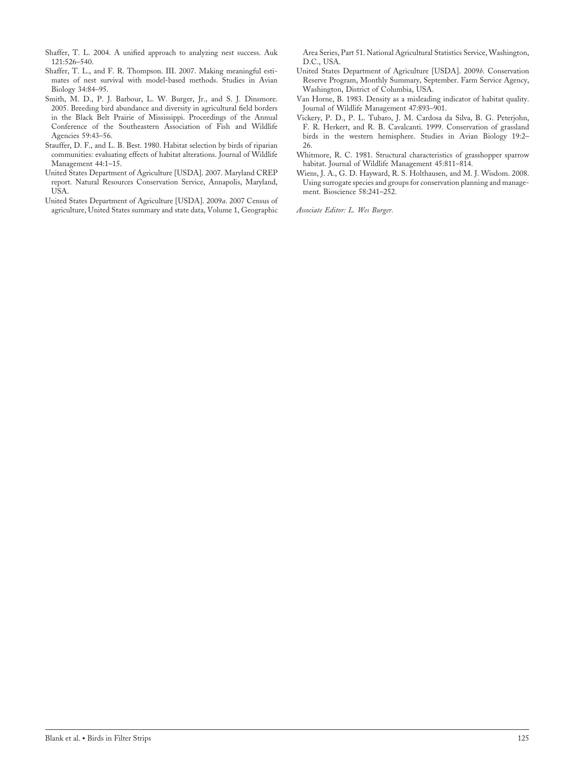Shaffer, T. L. 2004. A unified approach to analyzing nest success. Auk 121:526–540.

Shaffer, T. L., and F. R. Thompson. III. 2007. Making meaningful estimates of nest survival with model-based methods. Studies in Avian Biology 34:84–95.

Smith, M. D., P. J. Barbour, L. W. Burger, Jr., and S. J. Dinsmore. 2005. Breeding bird abundance and diversity in agricultural field borders in the Black Belt Prairie of Mississippi. Proceedings of the Annual Conference of the Southeastern Association of Fish and Wildlife Agencies 59:43–56.

Stauffer, D. F., and L. B. Best. 1980. Habitat selection by birds of riparian communities: evaluating effects of habitat alterations. Journal of Wildlife Management 44:1–15.

United States Department of Agriculture [USDA]. 2007. Maryland CREP report. Natural Resources Conservation Service, Annapolis, Maryland, USA.

United States Department of Agriculture [USDA]. 2009*a*. 2007 Census of agriculture, United States summary and state data, Volume 1, Geographic Area Series, Part 51. National Agricultural Statistics Service, Washington, D.C., USA.

United States Department of Agriculture [USDA]. 2009*b*. Conservation Reserve Program, Monthly Summary, September. Farm Service Agency, Washington, District of Columbia, USA.

Van Horne, B. 1983. Density as a misleading indicator of habitat quality. Journal of Wildlife Management 47:893–901.

Vickery, P. D., P. L. Tubaro, J. M. Cardosa da Silva, B. G. Peterjohn, F. R. Herkert, and R. B. Cavalcanti. 1999. Conservation of grassland birds in the western hemisphere. Studies in Avian Biology 19:2–26.

Whitmore, R. C. 1981. Structural characteristics of grasshopper sparrow habitat. Journal of Wildlife Management 45:811–814.

Wiens, J. A., G. D. Hayward, R. S. Holthausen, and M. J. Wisdom. 2008. Using surrogate species and groups for conservation planning and management. Bioscience 58:241–252.

*Associate Editor: L. Wes Burger.*